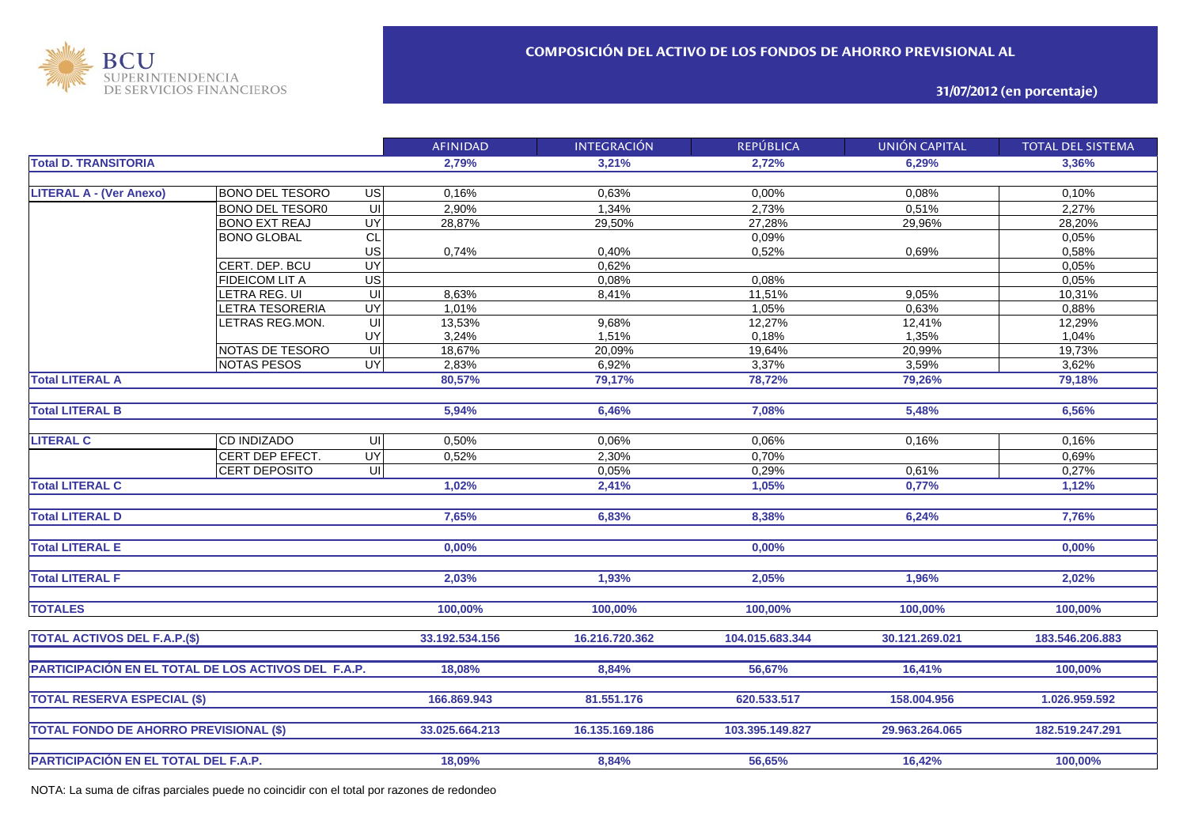BCU SUPERINTENDENCIA DE SERVICIOS FINANCIEROS

# COMPOSICIÓN DEL ACTIVO DE LOS FONDOS DE AHORRO PREVISIONAL AL

## 31/07/2012 (en porcentaje)

| | | | AFINIDAD | INTEGRACIÓN | REPÚBLICA | UNIÓN CAPITAL | TOTAL DEL SISTEMA |
|---|---|---|---|---|---|---|---|
| **Total D. TRANSITORIA** | | | **2,79%** | **3,21%** | **2,72%** | **6,29%** | **3,36%** |
| **LITERAL A - (Ver Anexo)** | BONO DEL TESORO | US | 0,16% | 0,63% | 0,00% | 0,08% | 0,10% |
| | BONO DEL TESOR0 | UI | 2,90% | 1,34% | 2,73% | 0,51% | 2,27% |
| | BONO EXT REAJ | UY | 28,87% | 29,50% | 27,28% | 29,96% | 28,20% |
| | BONO GLOBAL | CL | | | 0,09% | | 0,05% |
| | | US | 0,74% | 0,40% | 0,52% | 0,69% | 0,58% |
| | CERT. DEP. BCU | UY | | 0,62% | | | 0,05% |
| | FIDEICOM LIT A | US | | 0,08% | 0,08% | | 0,05% |
| | LETRA REG. UI | UI | 8,63% | 8,41% | 11,51% | 9,05% | 10,31% |
| | LETRA TESORERIA | UY | 1,01% | | 1,05% | 0,63% | 0,88% |
| | LETRAS REG.MON. | UI | 13,53% | 9,68% | 12,27% | 12,41% | 12,29% |
| | | UY | 3,24% | 1,51% | 0,18% | 1,35% | 1,04% |
| | NOTAS DE TESORO | UI | 18,67% | 20,09% | 19,64% | 20,99% | 19,73% |
| | NOTAS PESOS | UY | 2,83% | 6,92% | 3,37% | 3,59% | 3,62% |
| **Total LITERAL A** | | | **80,57%** | **79,17%** | **78,72%** | **79,26%** | **79,18%** |
| **Total LITERAL B** | | | **5,94%** | **6,46%** | **7,08%** | **5,48%** | **6,56%** |
| **LITERAL C** | CD INDIZADO | UI | 0,50% | 0,06% | 0,06% | 0,16% | 0,16% |
| | CERT DEP EFECT. | UY | 0,52% | 2,30% | 0,70% | | 0,69% |
| | CERT DEPOSITO | UI | | 0,05% | 0,29% | 0,61% | 0,27% |
| **Total LITERAL C** | | | **1,02%** | **2,41%** | **1,05%** | **0,77%** | **1,12%** |
| **Total LITERAL D** | | | **7,65%** | **6,83%** | **8,38%** | **6,24%** | **7,76%** |
| **Total LITERAL E** | | | **0,00%** | | **0,00%** | | **0,00%** |
| **Total LITERAL F** | | | **2,03%** | **1,93%** | **2,05%** | **1,96%** | **2,02%** |
| **TOTALES** | | | **100,00%** | **100,00%** | **100,00%** | **100,00%** | **100,00%** |
| **TOTAL ACTIVOS DEL F.A.P.($)** | | | **33.192.534.156** | **16.216.720.362** | **104.015.683.344** | **30.121.269.021** | **183.546.206.883** |
| **PARTICIPACIÓN EN EL TOTAL DE LOS ACTIVOS DEL F.A.P.** | | | **18,08%** | **8,84%** | **56,67%** | **16,41%** | **100,00%** |
| **TOTAL RESERVA ESPECIAL ($)** | | | **166.869.943** | **81.551.176** | **620.533.517** | **158.004.956** | **1.026.959.592** |
| **TOTAL FONDO DE AHORRO PREVISIONAL ($)** | | | **33.025.664.213** | **16.135.169.186** | **103.395.149.827** | **29.963.264.065** | **182.519.247.291** |
| **PARTICIPACIÓN EN EL TOTAL DEL F.A.P.** | | | **18,09%** | **8,84%** | **56,65%** | **16,42%** | **100,00%** |

NOTA: La suma de cifras parciales puede no coincidir con el total por razones de redondeo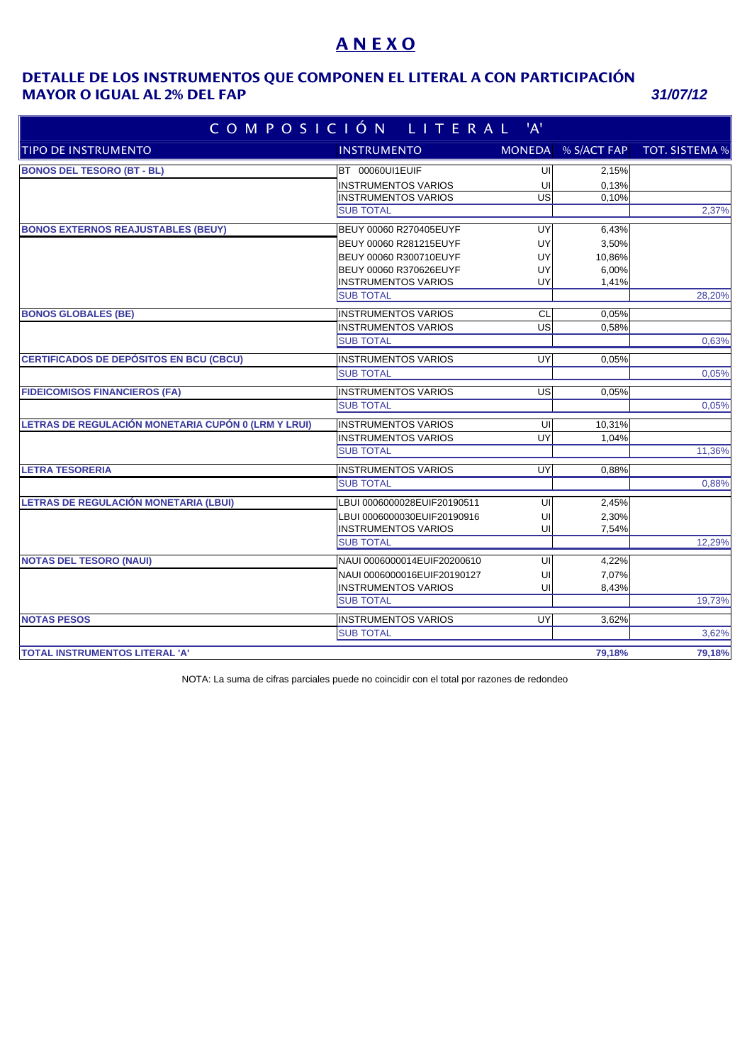# ANEXO

## DETALLE DE LOS INSTRUMENTOS QUE COMPONEN EL LITERAL A CON PARTICIPACIÓN MAYOR O IGUAL AL 2% DEL FAP

***31/07/12***

| COMPOSICIÓN LITERAL 'A' | | | | |
|---|---|---|---|---|
| **TIPO DE INSTRUMENTO** | **INSTRUMENTO** | **MONEDA** | **% S/ACT FAP** | **TOT. SISTEMA %** |
| **BONOS DEL TESORO (BT - BL)** | BT 00060UI1EUIF | UI | 2,15% | |
| | INSTRUMENTOS VARIOS | UI | 0,13% | |
| | INSTRUMENTOS VARIOS | US | 0,10% | |
| | SUB TOTAL | | | 2,37% |
| **BONOS EXTERNOS REAJUSTABLES (BEUY)** | BEUY 00060 R270405EUYF | UY | 6,43% | |
| | BEUY 00060 R281215EUYF | UY | 3,50% | |
| | BEUY 00060 R300710EUYF | UY | 10,86% | |
| | BEUY 00060 R370626EUYF | UY | 6,00% | |
| | INSTRUMENTOS VARIOS | UY | 1,41% | |
| | SUB TOTAL | | | 28,20% |
| **BONOS GLOBALES (BE)** | INSTRUMENTOS VARIOS | CL | 0,05% | |
| | INSTRUMENTOS VARIOS | US | 0,58% | |
| | SUB TOTAL | | | 0,63% |
| **CERTIFICADOS DE DEPÓSITOS EN BCU (CBCU)** | INSTRUMENTOS VARIOS | UY | 0,05% | |
| | SUB TOTAL | | | 0,05% |
| **FIDEICOMISOS FINANCIEROS (FA)** | INSTRUMENTOS VARIOS | US | 0,05% | |
| | SUB TOTAL | | | 0,05% |
| **LETRAS DE REGULACIÓN MONETARIA CUPÓN 0 (LRM Y LRUI)** | INSTRUMENTOS VARIOS | UI | 10,31% | |
| | INSTRUMENTOS VARIOS | UY | 1,04% | |
| | SUB TOTAL | | | 11,36% |
| **LETRA TESORERIA** | INSTRUMENTOS VARIOS | UY | 0,88% | |
| | SUB TOTAL | | | 0,88% |
| **LETRAS DE REGULACIÓN MONETARIA (LBUI)** | LBUI 0006000028EUIF20190511 | UI | 2,45% | |
| | LBUI 0006000030EUIF20190916 | UI | 2,30% | |
| | INSTRUMENTOS VARIOS | UI | 7,54% | |
| | SUB TOTAL | | | 12,29% |
| **NOTAS DEL TESORO (NAUI)** | NAUI 0006000014EUIF20200610 | UI | 4,22% | |
| | NAUI 0006000016EUIF20190127 | UI | 7,07% | |
| | INSTRUMENTOS VARIOS | UI | 8,43% | |
| | SUB TOTAL | | | 19,73% |
| **NOTAS PESOS** | INSTRUMENTOS VARIOS | UY | 3,62% | |
| | SUB TOTAL | | | 3,62% |
| **TOTAL INSTRUMENTOS LITERAL 'A'** | | | **79,18%** | **79,18%** |

NOTA: La suma de cifras parciales puede no coincidir con el total por razones de redondeo